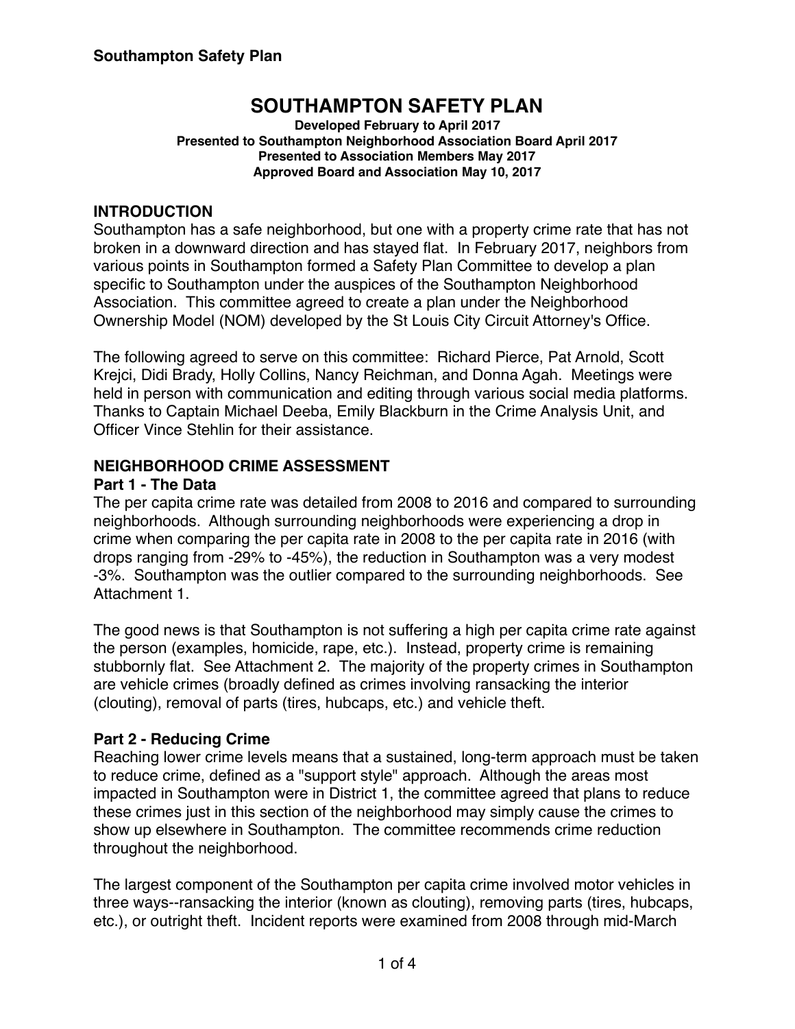# SOUTHAMPTON SAFETY PLAN

**Developed February to April 2017**
**Presented to Southampton Neighborhood Association Board April 2017**
**Presented to Association Members May 2017**
**Approved Board and Association May 10, 2017**

## INTRODUCTION

Southampton has a safe neighborhood, but one with a property crime rate that has not broken in a downward direction and has stayed flat. In February 2017, neighbors from various points in Southampton formed a Safety Plan Committee to develop a plan specific to Southampton under the auspices of the Southampton Neighborhood Association. This committee agreed to create a plan under the Neighborhood Ownership Model (NOM) developed by the St Louis City Circuit Attorney's Office.

The following agreed to serve on this committee: Richard Pierce, Pat Arnold, Scott Krejci, Didi Brady, Holly Collins, Nancy Reichman, and Donna Agah. Meetings were held in person with communication and editing through various social media platforms. Thanks to Captain Michael Deeba, Emily Blackburn in the Crime Analysis Unit, and Officer Vince Stehlin for their assistance.

## NEIGHBORHOOD CRIME ASSESSMENT

### Part 1 - The Data

The per capita crime rate was detailed from 2008 to 2016 and compared to surrounding neighborhoods. Although surrounding neighborhoods were experiencing a drop in crime when comparing the per capita rate in 2008 to the per capita rate in 2016 (with drops ranging from -29% to -45%), the reduction in Southampton was a very modest -3%. Southampton was the outlier compared to the surrounding neighborhoods. See Attachment 1.

The good news is that Southampton is not suffering a high per capita crime rate against the person (examples, homicide, rape, etc.). Instead, property crime is remaining stubbornly flat. See Attachment 2. The majority of the property crimes in Southampton are vehicle crimes (broadly defined as crimes involving ransacking the interior (clouting), removal of parts (tires, hubcaps, etc.) and vehicle theft.

### Part 2 - Reducing Crime

Reaching lower crime levels means that a sustained, long-term approach must be taken to reduce crime, defined as a "support style" approach. Although the areas most impacted in Southampton were in District 1, the committee agreed that plans to reduce these crimes just in this section of the neighborhood may simply cause the crimes to show up elsewhere in Southampton. The committee recommends crime reduction throughout the neighborhood.

The largest component of the Southampton per capita crime involved motor vehicles in three ways--ransacking the interior (known as clouting), removing parts (tires, hubcaps, etc.), or outright theft. Incident reports were examined from 2008 through mid-March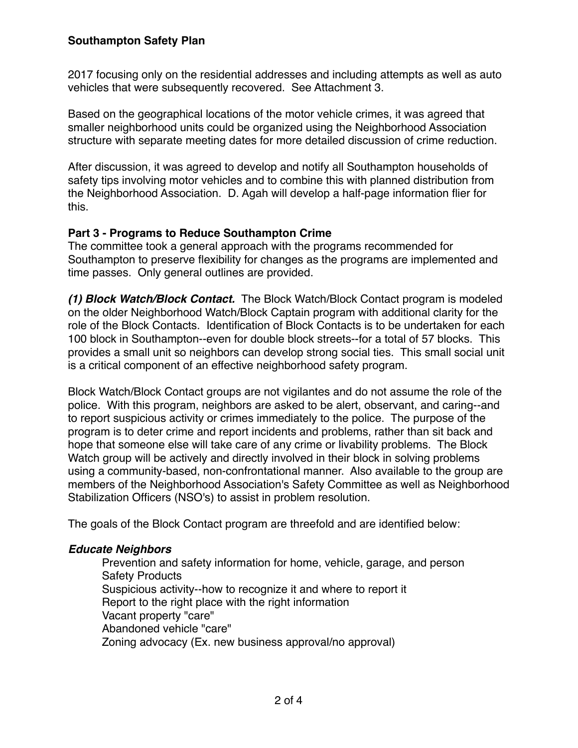2017 focusing only on the residential addresses and including attempts as well as auto vehicles that were subsequently recovered. See Attachment 3.

Based on the geographical locations of the motor vehicle crimes, it was agreed that smaller neighborhood units could be organized using the Neighborhood Association structure with separate meeting dates for more detailed discussion of crime reduction.

After discussion, it was agreed to develop and notify all Southampton households of safety tips involving motor vehicles and to combine this with planned distribution from the Neighborhood Association. D. Agah will develop a half-page information flier for this.

## Part 3 - Programs to Reduce Southampton Crime

The committee took a general approach with the programs recommended for Southampton to preserve flexibility for changes as the programs are implemented and time passes. Only general outlines are provided.

***(1) Block Watch/Block Contact.*** The Block Watch/Block Contact program is modeled on the older Neighborhood Watch/Block Captain program with additional clarity for the role of the Block Contacts. Identification of Block Contacts is to be undertaken for each 100 block in Southampton--even for double block streets--for a total of 57 blocks. This provides a small unit so neighbors can develop strong social ties. This small social unit is a critical component of an effective neighborhood safety program.

Block Watch/Block Contact groups are not vigilantes and do not assume the role of the police. With this program, neighbors are asked to be alert, observant, and caring--and to report suspicious activity or crimes immediately to the police. The purpose of the program is to deter crime and report incidents and problems, rather than sit back and hope that someone else will take care of any crime or livability problems. The Block Watch group will be actively and directly involved in their block in solving problems using a community-based, non-confrontational manner. Also available to the group are members of the Neighborhood Association's Safety Committee as well as Neighborhood Stabilization Officers (NSO's) to assist in problem resolution.

The goals of the Block Contact program are threefold and are identified below:

***Educate Neighbors***

- Prevention and safety information for home, vehicle, garage, and person
- Safety Products
- Suspicious activity--how to recognize it and where to report it
- Report to the right place with the right information
- Vacant property "care"
- Abandoned vehicle "care"
- Zoning advocacy (Ex. new business approval/no approval)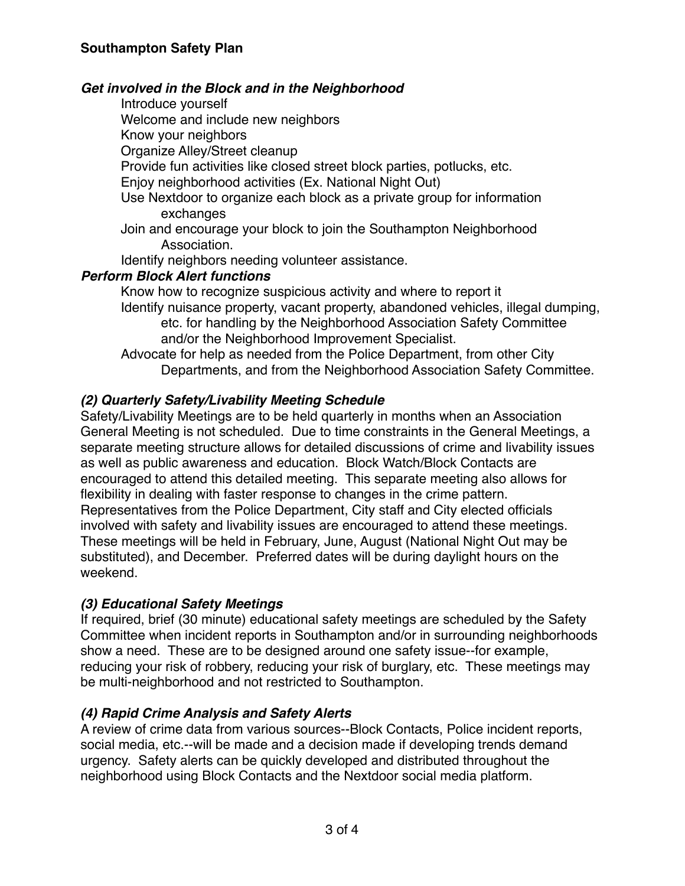**Southampton Safety Plan**

***Get involved in the Block and in the Neighborhood***

- Introduce yourself
- Welcome and include new neighbors
- Know your neighbors
- Organize Alley/Street cleanup
- Provide fun activities like closed street block parties, potlucks, etc.
- Enjoy neighborhood activities (Ex. National Night Out)
- Use Nextdoor to organize each block as a private group for information exchanges
- Join and encourage your block to join the Southampton Neighborhood Association.
- Identify neighbors needing volunteer assistance.

***Perform Block Alert functions***

- Know how to recognize suspicious activity and where to report it
- Identify nuisance property, vacant property, abandoned vehicles, illegal dumping, etc. for handling by the Neighborhood Association Safety Committee and/or the Neighborhood Improvement Specialist.
- Advocate for help as needed from the Police Department, from other City Departments, and from the Neighborhood Association Safety Committee.

### *(2) Quarterly Safety/Livability Meeting Schedule*

Safety/Livability Meetings are to be held quarterly in months when an Association General Meeting is not scheduled. Due to time constraints in the General Meetings, a separate meeting structure allows for detailed discussions of crime and livability issues as well as public awareness and education. Block Watch/Block Contacts are encouraged to attend this detailed meeting. This separate meeting also allows for flexibility in dealing with faster response to changes in the crime pattern. Representatives from the Police Department, City staff and City elected officials involved with safety and livability issues are encouraged to attend these meetings. These meetings will be held in February, June, August (National Night Out may be substituted), and December. Preferred dates will be during daylight hours on the weekend.

### *(3) Educational Safety Meetings*

If required, brief (30 minute) educational safety meetings are scheduled by the Safety Committee when incident reports in Southampton and/or in surrounding neighborhoods show a need. These are to be designed around one safety issue--for example, reducing your risk of robbery, reducing your risk of burglary, etc. These meetings may be multi-neighborhood and not restricted to Southampton.

### *(4) Rapid Crime Analysis and Safety Alerts*

A review of crime data from various sources--Block Contacts, Police incident reports, social media, etc.--will be made and a decision made if developing trends demand urgency. Safety alerts can be quickly developed and distributed throughout the neighborhood using Block Contacts and the Nextdoor social media platform.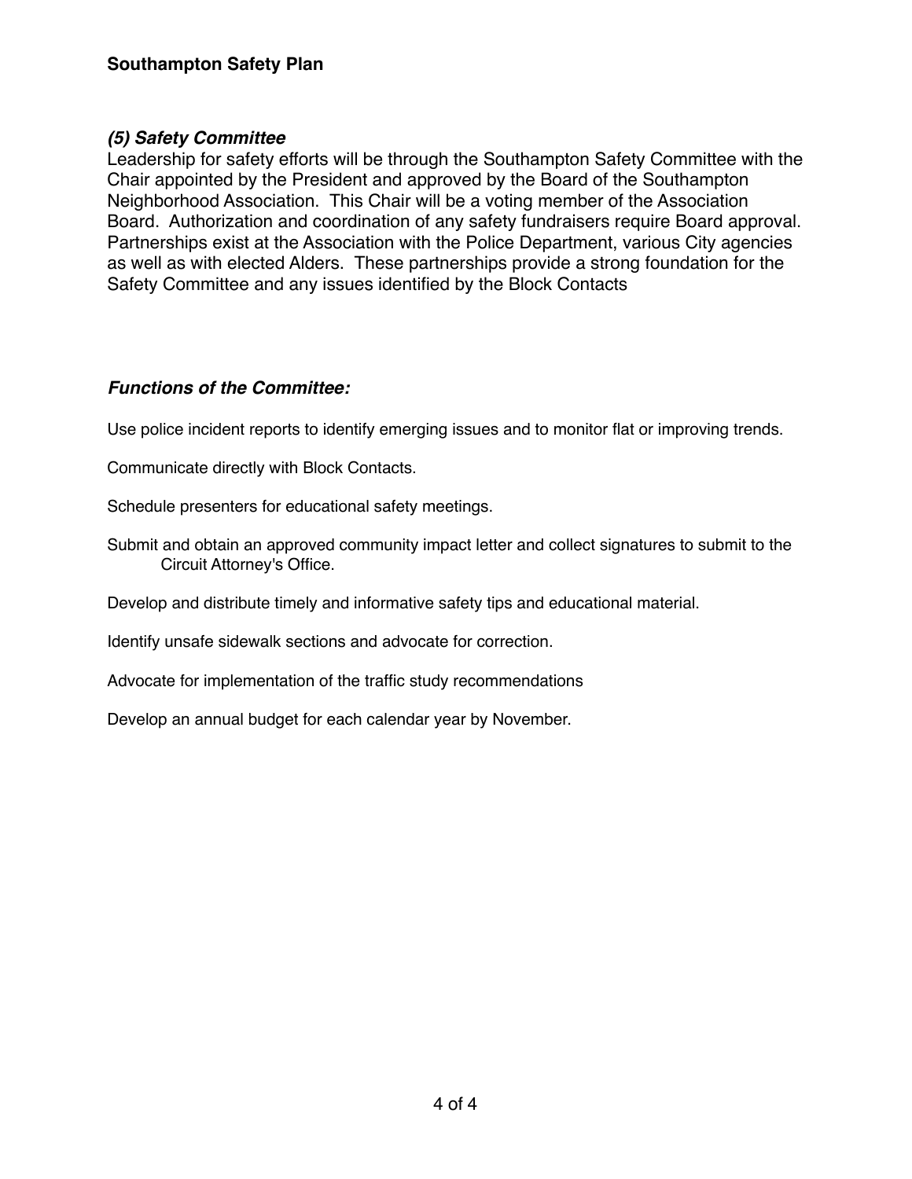### *(5) Safety Committee*

Leadership for safety efforts will be through the Southampton Safety Committee with the Chair appointed by the President and approved by the Board of the Southampton Neighborhood Association. This Chair will be a voting member of the Association Board. Authorization and coordination of any safety fundraisers require Board approval. Partnerships exist at the Association with the Police Department, various City agencies as well as with elected Alders. These partnerships provide a strong foundation for the Safety Committee and any issues identified by the Block Contacts

### *Functions of the Committee:*

Use police incident reports to identify emerging issues and to monitor flat or improving trends.

Communicate directly with Block Contacts.

Schedule presenters for educational safety meetings.

Submit and obtain an approved community impact letter and collect signatures to submit to the Circuit Attorney's Office.

Develop and distribute timely and informative safety tips and educational material.

Identify unsafe sidewalk sections and advocate for correction.

Advocate for implementation of the traffic study recommendations

Develop an annual budget for each calendar year by November.